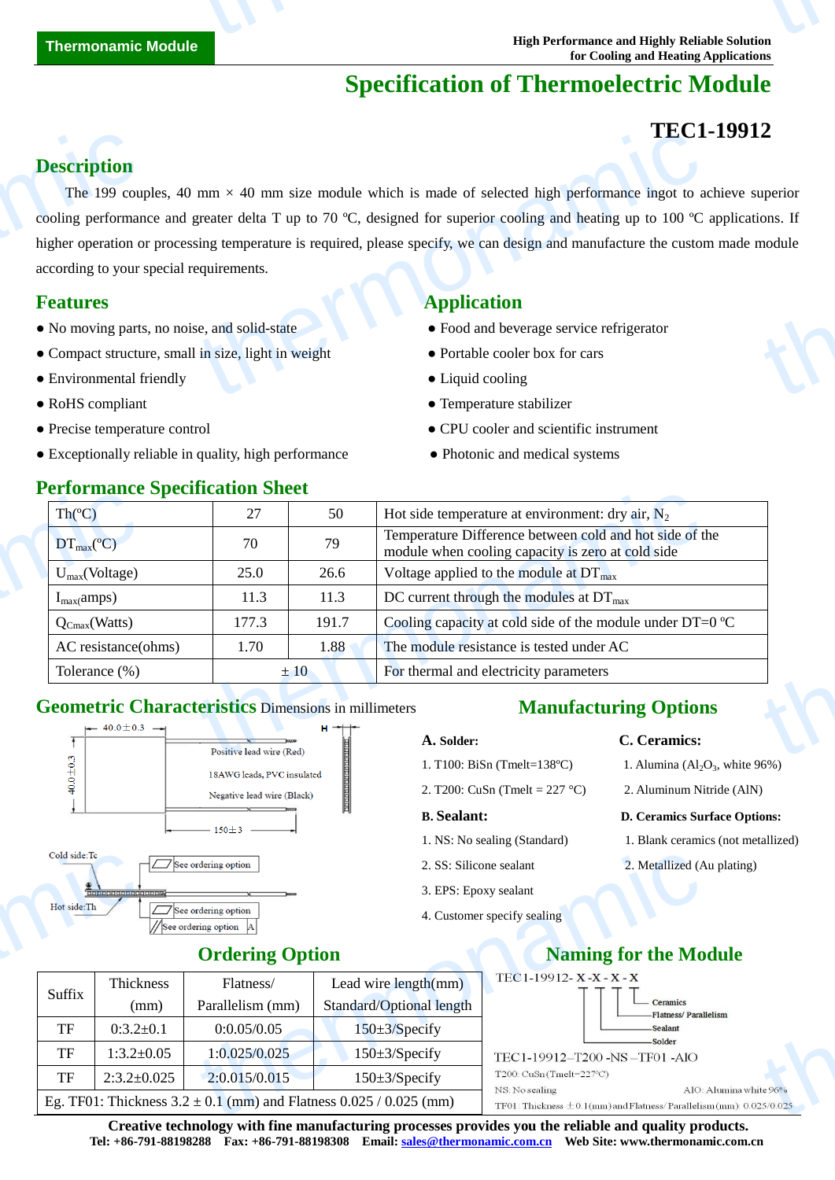Thermonamic Module

High Performance and Highly Reliable Solution for Cooling and Heating Applications

# Specification of Thermoelectric Module

## TEC1-19912

## Description

The 199 couples, 40 mm × 40 mm size module which is made of selected high performance ingot to achieve superior cooling performance and greater delta T up to 70 ºC, designed for superior cooling and heating up to 100 ºC applications. If higher operation or processing temperature is required, please specify, we can design and manufacture the custom made module according to your special requirements.

## Features

- No moving parts, no noise, and solid-state
- Compact structure, small in size, light in weight
- Environmental friendly
- RoHS compliant
- Precise temperature control
- Exceptionally reliable in quality, high performance

## Application

- Food and beverage service refrigerator
- Portable cooler box for cars
- Liquid cooling
- Temperature stabilizer
- CPU cooler and scientific instrument
- Photonic and medical systems

## Performance Specification Sheet

| Th(ºC) | 27 | 50 | Hot side temperature at environment: dry air, $N_2$ |
|---|---|---|---|
| $DT_{max}$(ºC) | 70 | 79 | Temperature Difference between cold and hot side of the module when cooling capacity is zero at cold side |
| $U_{max}$(Voltage) | 25.0 | 26.6 | Voltage applied to the module at $DT_{max}$ |
| $I_{max}$(amps) | 11.3 | 11.3 | DC current through the modules at $DT_{max}$ |
| $Q_{Cmax}$(Watts) | 177.3 | 191.7 | Cooling capacity at cold side of the module under DT=0 ºC |
| AC resistance(ohms) | 1.70 | 1.88 | The module resistance is tested under AC |
| Tolerance (%) | ± 10 | | For thermal and electricity parameters |

## Geometric Characteristics Dimensions in millimeters

40.0±0.3 ; 40.0±0.3 ; H ; Positive lead wire (Red) ; 18AWG leads, PVC insulated ; Negative lead wire (Black) ; 150±3 ; Cold side:Tc ; Hot side:Th ; See ordering option ; See ordering option ; See ordering option A

## Manufacturing Options

**A. Solder:**

1. T100: BiSn (Tmelt=138ºC)
2. T200: CuSn (Tmelt = 227 °C)

**B. Sealant:**

1. NS: No sealing (Standard)
2. SS: Silicone sealant
3. EPS: Epoxy sealant
4. Customer specify sealing

**C. Ceramics:**

1. Alumina ($Al_2O_3$, white 96%)
2. Aluminum Nitride (AlN)

**D. Ceramics Surface Options:**

1. Blank ceramics (not metallized)
2. Metallized (Au plating)

## Ordering Option

| Suffix | Thickness (mm) | Flatness/ Parallelism (mm) | Lead wire length(mm) Standard/Optional length |
|---|---|---|---|
| TF | 0:3.2±0.1 | 0:0.05/0.05 | 150±3/Specify |
| TF | 1:3.2±0.05 | 1:0.025/0.025 | 150±3/Specify |
| TF | 2:3.2±0.025 | 2:0.015/0.015 | 150±3/Specify |
| Eg. TF01: Thickness 3.2 ± 0.1 (mm) and Flatness 0.025 / 0.025 (mm) | | | |

## Naming for the Module

TEC1-19912- X -X - X - X

Solder — Sealant — Flatness/ Parallelism — Ceramics

TEC1-19912–T200 -NS –TF01 -AlO

T200: CuSn (Tmelt=227ºC)

NS: No sealing

AlO: Alumina white 96%

TF01: Thickness ±0.1(mm) and Flatness/ Parallelism(mm): 0.025/0.025

**Creative technology with fine manufacturing processes provides you the reliable and quality products.**

**Tel: +86-791-88198288 Fax: +86-791-88198308 Email: sales@thermonamic.com.cn Web Site: www.thermonamic.com.cn**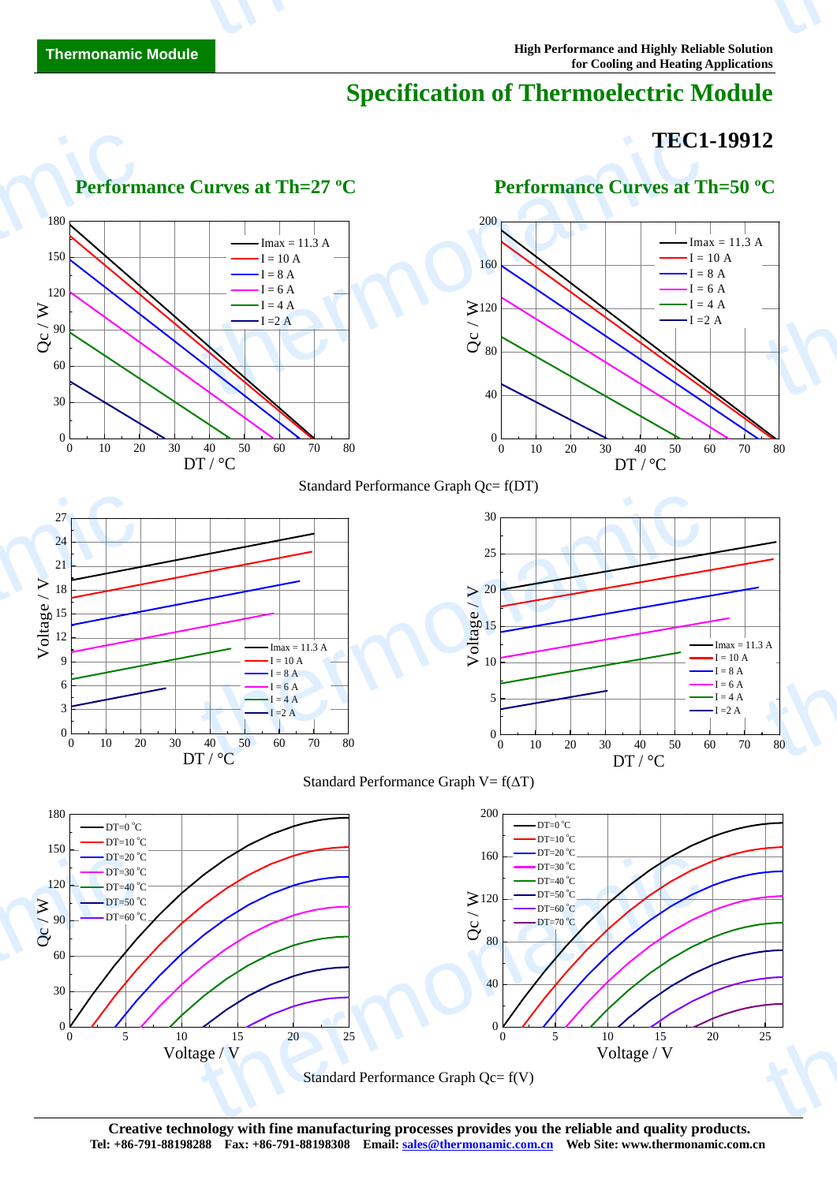# Specification of Thermoelectric Module

## TEC1-19912

### Performance Curves at Th=27 ºC

### Performance Curves at Th=50 ºC

Standard Performance Graph Qc= f(DT)

Standard Performance Graph V= f(ΔT)

Standard Performance Graph Qc= f(V)

**Creative technology with fine manufacturing processes provides you the reliable and quality products.**
**Tel: +86-791-88198288 Fax: +86-791-88198308 Email: sales@thermonamic.com.cn Web Site: www.thermonamic.com.cn**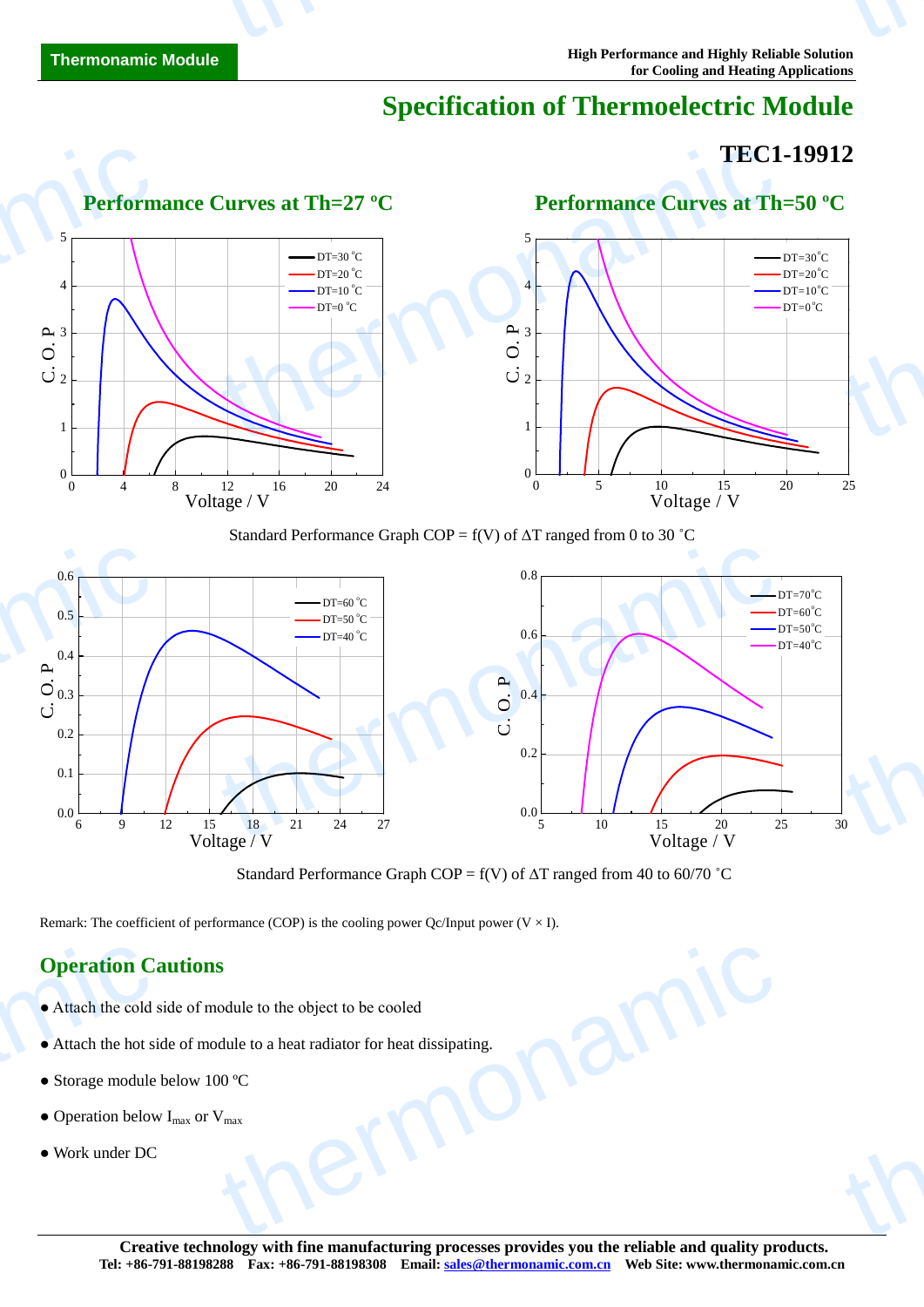## Specification of Thermoelectric Module

### TEC1-19912

### Performance Curves at Th=27 ºC

C. O. P

Voltage / V

DT=30 °C
DT=20 °C
DT=10 °C
DT=0 °C

0 4 8 12 16 20 24

0 1 2 3 4 5

### Performance Curves at Th=50 ºC

C. O. P

Voltage / V

DT=30°C
DT=20°C
DT=10°C
DT=0°C

0 5 10 15 20 25

0 1 2 3 4 5

Standard Performance Graph COP = f(V) of ΔT ranged from 0 to 30 ˚C

C. O. P

Voltage / V

DT=60 °C
DT=50 °C
DT=40 °C

6 9 12 15 18 21 24 27

0.0 0.1 0.2 0.3 0.4 0.5 0.6

C. O. P

Voltage / V

DT=70°C
DT=60°C
DT=50°C
DT=40°C

5 10 15 20 25 30

0.0 0.2 0.4 0.6 0.8

Standard Performance Graph COP = f(V) of ΔT ranged from 40 to 60/70 ˚C

Remark: The coefficient of performance (COP) is the cooling power Qc/Input power (V × I).

## Operation Cautions

- Attach the cold side of module to the object to be cooled
- Attach the hot side of module to a heat radiator for heat dissipating.
- Storage module below 100 ºC
- Operation below $I_{max}$ or $V_{max}$
- Work under DC